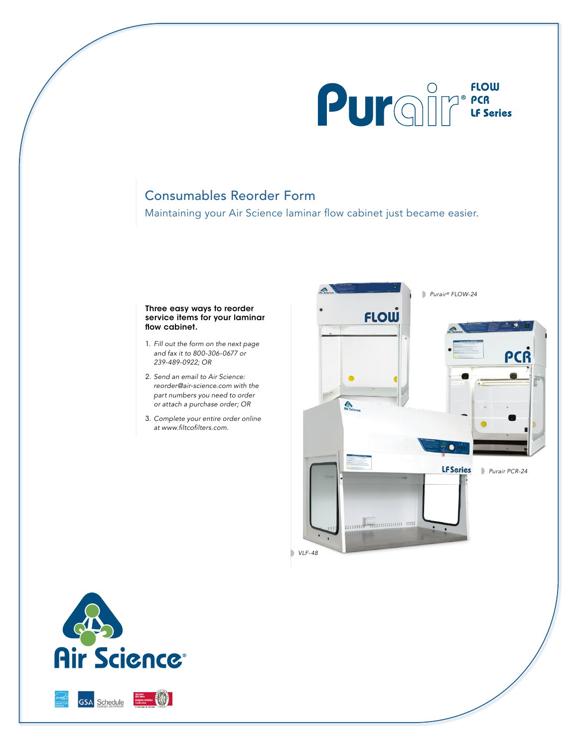# Purair® FLOW PCR LF Series

## Consumables Reorder Form

Maintaining your Air Science laminar flow cabinet just became easier.

**Three easy ways to reorder service items for your laminar flow cabinet.**

1. *Fill out the form on the next page and fax it to 800-306-0677 or 239-489-0922; OR*
2. *Send an email to Air Science: reorder@air-science.com with the part numbers you need to order or attach a purchase order; OR*
3. *Complete your entire order online at www.filtcofilters.com.*

*Purair® FLOW-24*

*Purair PCR-24*

*VLF-48*

Air Science®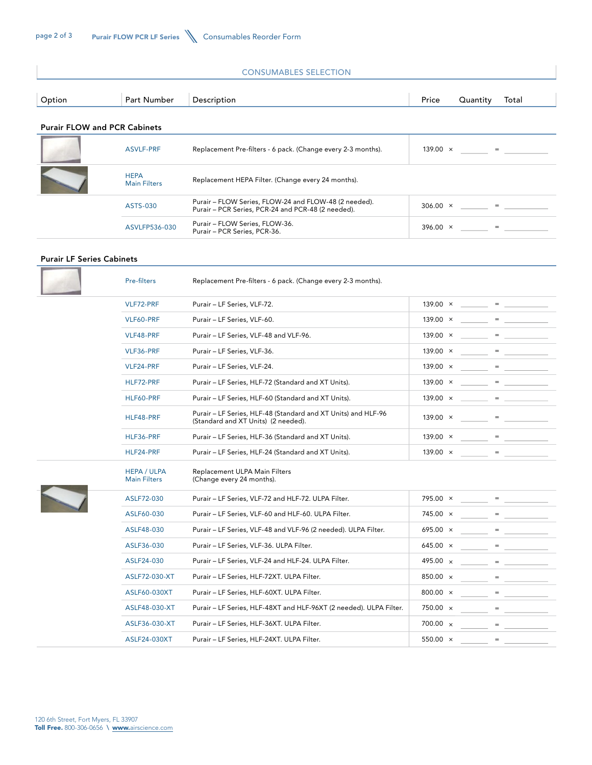## CONSUMABLES SELECTION

| Option | Part Number | Description | Price | Quantity | Total |
|---|---|---|---|---|---|
| **Purair FLOW and PCR Cabinets** | | | | | |
| | ASVLF-PRF | Replacement Pre-filters - 6 pack. (Change every 2-3 months). | 139.00 × | _______ = | ___________ |
| | HEPA Main Filters | Replacement HEPA Filter. (Change every 24 months). | | | |
| | ASTS-030 | Purair – FLOW Series, FLOW-24 and FLOW-48 (2 needed). Purair – PCR Series, PCR-24 and PCR-48 (2 needed). | 306.00 × | _______ = | ___________ |
| | ASVLFP536-030 | Purair – FLOW Series, FLOW-36. Purair – PCR Series, PCR-36. | 396.00 × | _______ = | ___________ |
| **Purair LF Series Cabinets** | | | | | |
| | Pre-filters | Replacement Pre-filters - 6 pack. (Change every 2-3 months). | | | |
| | VLF72-PRF | Purair – LF Series, VLF-72. | 139.00 × | _______ = | ___________ |
| | VLF60-PRF | Purair – LF Series, VLF-60. | 139.00 × | _______ = | ___________ |
| | VLF48-PRF | Purair – LF Series, VLF-48 and VLF-96. | 139.00 × | _______ = | ___________ |
| | VLF36-PRF | Purair – LF Series, VLF-36. | 139.00 × | _______ = | ___________ |
| | VLF24-PRF | Purair – LF Series, VLF-24. | 139.00 × | _______ = | ___________ |
| | HLF72-PRF | Purair – LF Series, HLF-72 (Standard and XT Units). | 139.00 × | _______ = | ___________ |
| | HLF60-PRF | Purair – LF Series, HLF-60 (Standard and XT Units). | 139.00 × | _______ = | ___________ |
| | HLF48-PRF | Purair – LF Series, HLF-48 (Standard and XT Units) and HLF-96 (Standard and XT Units) (2 needed). | 139.00 × | _______ = | ___________ |
| | HLF36-PRF | Purair – LF Series, HLF-36 (Standard and XT Units). | 139.00 × | _______ = | ___________ |
| | HLF24-PRF | Purair – LF Series, HLF-24 (Standard and XT Units). | 139.00 × | _______ = | ___________ |
| | HEPA / ULPA Main Filters | Replacement ULPA Main Filters (Change every 24 months). | | | |
| | ASLF72-030 | Purair – LF Series, VLF-72 and HLF-72. ULPA Filter. | 795.00 × | _______ = | ___________ |
| | ASLF60-030 | Purair – LF Series, VLF-60 and HLF-60. ULPA Filter. | 745.00 × | _______ = | ___________ |
| | ASLF48-030 | Purair – LF Series, VLF-48 and VLF-96 (2 needed). ULPA Filter. | 695.00 × | _______ = | ___________ |
| | ASLF36-030 | Purair – LF Series, VLF-36. ULPA Filter. | 645.00 × | _______ = | ___________ |
| | ASLF24-030 | Purair – LF Series, VLF-24 and HLF-24. ULPA Filter. | 495.00 × | _______ = | ___________ |
| | ASLF72-030-XT | Purair – LF Series, HLF-72XT. ULPA Filter. | 850.00 × | _______ = | ___________ |
| | ASLF60-030XT | Purair – LF Series, HLF-60XT. ULPA Filter. | 800.00 × | _______ = | ___________ |
| | ASLF48-030-XT | Purair – LF Series, HLF-48XT and HLF-96XT (2 needed). ULPA Filter. | 750.00 × | _______ = | ___________ |
| | ASLF36-030-XT | Purair – LF Series, HLF-36XT. ULPA Filter. | 700.00 × | _______ = | ___________ |
| | ASLF24-030XT | Purair – LF Series, HLF-24XT. ULPA Filter. | 550.00 × | _______ = | ___________ |

120 6th Street, Fort Myers, FL 33907
**Toll Free.** 800-306-0656 \ **www.**airscience.com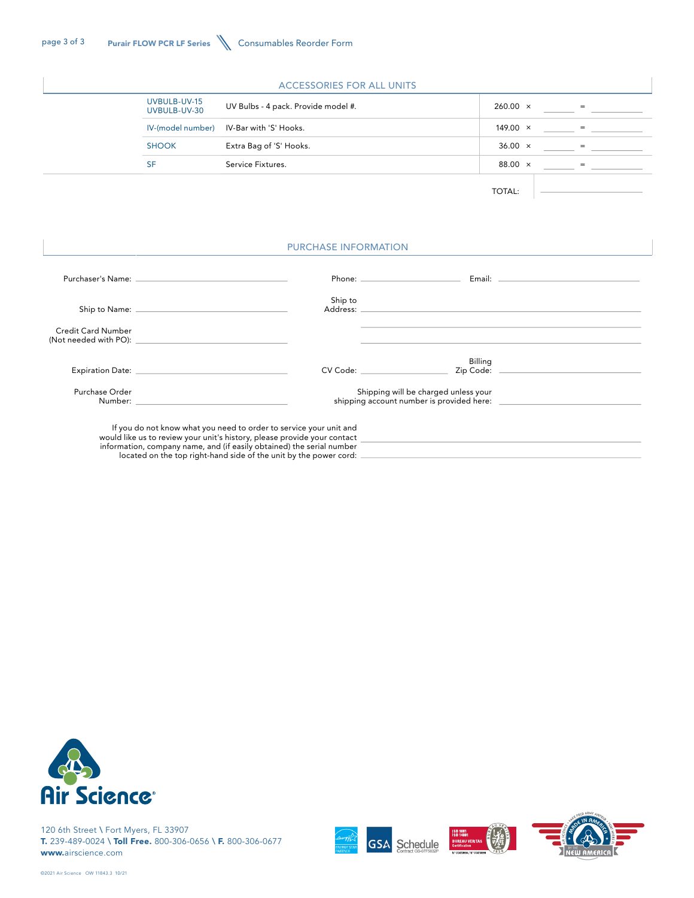## ACCESSORIES FOR ALL UNITS

| | | | | |
|---|---|---|---|---|
| UVBULB-UV-15<br>UVBULB-UV-30 | UV Bulbs - 4 pack. Provide model #. | 260.00 × | ______ | = ________ |
| IV-(model number) | IV-Bar with 'S' Hooks. | 149.00 × | ______ | = ________ |
| SHOOK | Extra Bag of 'S' Hooks. | 36.00 × | ______ | = ________ |
| SF | Service Fixtures. | 88.00 × | ______ | = ________ |
| | | TOTAL: | | ________ |

## PURCHASE INFORMATION

Purchaser's Name: ____________________  Phone: ____________________  Email: ____________________

Ship to Name: ____________________  Ship to Address: ____________________

Credit Card Number (Not needed with PO): ____________________

Expiration Date: ____________________  CV Code: ____________________  Billing Zip Code: ____________________

Purchase Order Number: ____________________  Shipping will be charged unless your shipping account number is provided here: ____________________

If you do not know what you need to order to service your unit and would like us to review your unit's history, please provide your contact information, company name, and (if easily obtained) the serial number located on the top right-hand side of the unit by the power cord: ____________________

Air Science®

120 6th Street \ Fort Myers, FL 33907
**T.** 239-489-0024 \ **Toll Free.** 800-306-0656 \ **F.** 800-306-0677
**www.**airscience.com

©2021 Air Science OW 11843.3 10/21